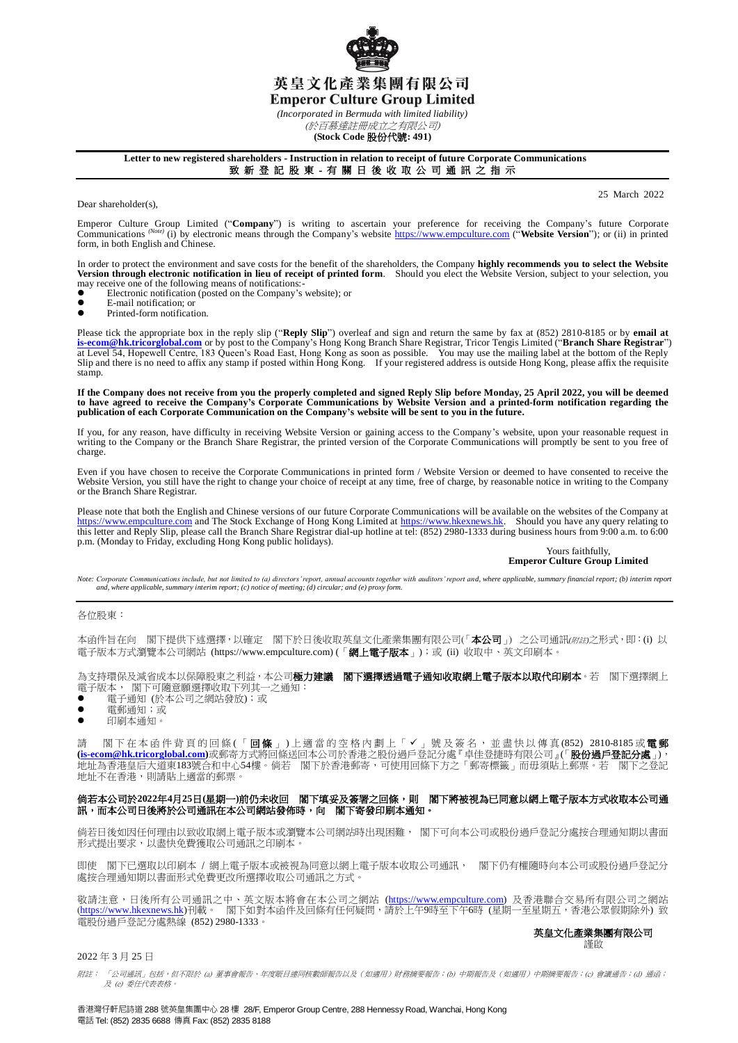# 英皇文化產業集團有限公司
# Emperor Culture Group Limited

*(Incorporated in Bermuda with limited liability)*
*(於百慕達註冊成立之有限公司)*
**(Stock Code 股份代號: 491)**

**Letter to new registered shareholders - Instruction in relation to receipt of future Corporate Communications**
**致 新 登 記 股 東 - 有 關 日 後 收 取 公 司 通 訊 之 指 示**

25 March 2022

Dear shareholder(s),

Emperor Culture Group Limited ("**Company**") is writing to ascertain your preference for receiving the Company's future Corporate Communications [(Note)] (i) by electronic means through the Company's website https://www.empculture.com ("**Website Version**"); or (ii) in printed form, in both English and Chinese.

In order to protect the environment and save costs for the benefit of the shareholders, the Company **highly recommends you to select the Website Version through electronic notification in lieu of receipt of printed form**. Should you elect the Website Version, subject to your selection, you may receive one of the following means of notifications:-

- Electronic notification (posted on the Company's website); or
- E-mail notification; or
- Printed-form notification.

Please tick the appropriate box in the reply slip ("**Reply Slip**") overleaf and sign and return the same by fax at (852) 2810-8185 or by **email at is-ecom@hk.tricorglobal.com** or by post to the Company's Hong Kong Branch Share Registrar, Tricor Tengis Limited ("**Branch Share Registrar**") at Level 54, Hopewell Centre, 183 Queen's Road East, Hong Kong as soon as possible. You may use the mailing label at the bottom of the Reply Slip and there is no need to affix any stamp if posted within Hong Kong. If your registered address is outside Hong Kong, please affix the requisite stamp.

**If the Company does not receive from you the properly completed and signed Reply Slip before Monday, 25 April 2022, you will be deemed to have agreed to receive the Company's Corporate Communications by Website Version and a printed-form notification regarding the publication of each Corporate Communication on the Company's website will be sent to you in the future.**

If you, for any reason, have difficulty in receiving Website Version or gaining access to the Company's website, upon your reasonable request in writing to the Company or the Branch Share Registrar, the printed version of the Corporate Communications will promptly be sent to you free of charge.

Even if you have chosen to receive the Corporate Communications in printed form / Website Version or deemed to have consented to receive the Website Version, you still have the right to change your choice of receipt at any time, free of charge, by reasonable notice in writing to the Company or the Branch Share Registrar.

Please note that both the English and Chinese versions of our future Corporate Communications will be available on the websites of the Company at https://www.empculture.com and The Stock Exchange of Hong Kong Limited at https://www.hkexnews.hk. Should you have any query relating to this letter and Reply Slip, please call the Branch Share Registrar dial-up hotline at tel: (852) 2980-1333 during business hours from 9:00 a.m. to 6:00 p.m. (Monday to Friday, excluding Hong Kong public holidays).

Yours faithfully,
**Emperor Culture Group Limited**

*Note: Corporate Communications include, but not limited to (a) directors' report, annual accounts together with auditors' report and, where applicable, summary financial report; (b) interim report and, where applicable, summary interim report; (c) notice of meeting; (d) circular; and (e) proxy form.*

---

各位股東：

本函件旨在向　閣下提供下述選擇，以確定　閣下於日後收取英皇文化產業集團有限公司(「**本公司**」) 之公司通訊*(附註)*之形式，即：(i) 以電子版本方式瀏覽本公司網站 (https://www.empculture.com) (「**網上電子版本**」)；或 (ii) 收取中、英文印刷本。

為支持環保及減省成本以保障股東之利益，本公司**極力建議　閣下選擇透過電子通知收取網上電子版本以取代印刷本**。若　閣下選擇網上電子版本，　閣下可隨意願選擇收取下列其一之通知：

- 電子通知 (於本公司之網站發放)；或
- 電郵通知；或
- 印刷本通知。

請　閣下在本函件背頁的回條(「**回條**」)上適當的空格內劃上「✓」號及簽名，並盡快以傳真(852) 2810-8185或**電郵(is-ecom@hk.tricorglobal.com)**或郵寄方式將回條送回本公司於香港之股份過戶登記分處『卓佳登捷時有限公司』(「**股份過戶登記分處**」)，地址為香港皇后大道東183號合和中心54樓。倘若　閣下於香港郵寄，可使用回條下方之「郵寄標籤」而毋須貼上郵票。若　閣下之登記地址不在香港，則請貼上適當的郵票。

**倘若本公司於2022年4月25日(星期一)前仍未收回　閣下填妥及簽署之回條，則　閣下將被視為已同意以網上電子版本方式收取本公司通訊，而本公司日後將於公司通訊在本公司網站發佈時，向　閣下寄發印刷本通知。**

倘若日後如因任何理由以致收取網上電子版本或瀏覽本公司網站時出現困難，　閣下可向本公司或股份過戶登記分處按合理通知期以書面形式提出要求，以盡快免費獲取公司通訊之印刷本。

即使　閣下已選取以印刷本 / 網上電子版本或被視為同意以網上電子版本收取公司通訊，　閣下仍有權隨時向本公司或股份過戶登記分處按合理通知期以書面形式免費更改所選擇收取公司通訊之方式。

敬請注意，日後所有公司通訊之中、英文版本將會在本公司之網站 (https://www.empculture.com) 及香港聯合交易所有限公司之網站 (https://www.hkexnews.hk)刊載。　閣下如對本函件及回條有任何疑問，請於上午9時至下午6時 (星期一至星期五，香港公眾假期除外) 致電股份過戶登記分處熱線 (852) 2980-1333。

**英皇文化產業集團有限公司**
謹啟

2022 年 3 月 25 日

*附註：「公司通訊」包括，但不限於 (a) 董事會報告、年度賬目連同核數師報告以及（如適用）財務摘要報告；(b) 中期報告及（如適用）中期摘要報告；(c) 會議通告；(d) 通函；及 (e) 委任代表表格。*

香港灣仔軒尼詩道 288 號英皇集團中心 28 樓 28/F, Emperor Group Centre, 288 Hennessy Road, Wanchai, Hong Kong
電話 Tel: (852) 2835 6688 傳真 Fax: (852) 2835 8188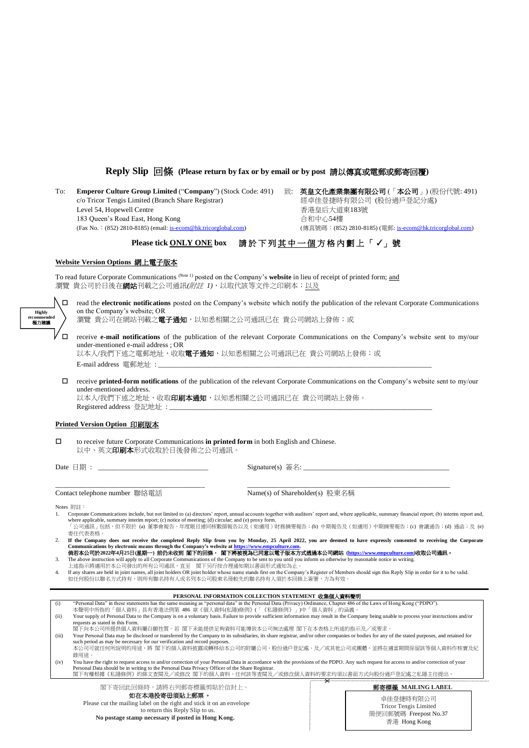## Reply Slip 回條 (Please return by fax or by email or by post 請以傳真或電郵或郵寄回覆)

To: **Emperor Culture Group Limited** ("**Company**") (Stock Code: 491)
c/o Tricor Tengis Limited (Branch Share Registrar)
Level 54, Hopewell Centre
183 Queen's Road East, Hong Kong
(Fax No.：(852) 2810-8185) (email: is-ecom@hk.tricorglobal.com)

致: **英皇文化產業集團有限公司**(「**本公司**」) (股份代號: 491)
經卓佳登捷時有限公司 (股份過戶登記分處)
香港皇后大道東183號
合和中心54樓
(傳真號碼：(852) 2810-8185) (電郵: is-ecom@hk.tricorglobal.com)

**Please tick ONLY ONE box 請於下列其中一個方格內劃上「✓」號**

**Website Version Options 網上電子版本**

To read future Corporate Communications (Note 1) posted on the Company's **website** in lieu of receipt of printed form; and
瀏覽 貴公司於日後在**網站**刊載之公司通訊(*附註 1*)，以取代該等文件之印刷本；以及

**Highly recommended 極力建議**

☐ read the **electronic notifications** posted on the Company's website which notify the publication of the relevant Corporate Communications on the Company's website; OR
瀏覽 貴公司在網站刊載之**電子通知**，以知悉相關之公司通訊已在 貴公司網站上發佈；或

☐ receive **e-mail notifications** of the publication of the relevant Corporate Communications on the Company's website sent to my/our under-mentioned e-mail address ; OR
以本人/我們下述之電郵地址，收取**電子通知**，以知悉相關之公司通訊已在 貴公司網站上發佈；或
E-mail address 電郵地址：\_\_\_\_\_\_\_\_\_\_\_\_\_\_\_\_\_\_\_\_\_\_\_\_\_\_\_\_\_\_\_\_\_\_\_\_

☐ receive **printed-form notifications** of the publication of the relevant Corporate Communications on the Company's website sent to my/our under-mentioned address.
以本人/我們下述之地址，收取**印刷本通知**，以知悉相關之公司通訊已在 貴公司網站上發佈。
Registered address 登記地址：\_\_\_\_\_\_\_\_\_\_\_\_\_\_\_\_\_\_\_\_\_\_\_\_\_\_\_\_\_\_\_\_\_\_\_\_

**Printed Version Option 印刷版本**

☐ to receive future Corporate Communications **in printed form** in both English and Chinese.
以中、英文**印刷本**形式收取於日後發佈之公司通訊。

Date 日期：\_\_\_\_\_\_\_\_\_\_\_\_\_\_\_\_\_\_\_\_\_\_\_\_ Signature(s) 簽名: \_\_\_\_\_\_\_\_\_\_\_\_\_\_\_\_\_\_\_\_\_\_\_\_\_\_\_\_\_\_

Contact telephone number 聯絡電話 \_\_\_\_\_\_\_\_\_\_\_\_\_\_\_\_\_\_\_\_\_\_\_\_ Name(s) of Shareholder(s) 股東名稱 \_\_\_\_\_\_\_\_\_\_\_\_\_\_\_\_\_\_\_\_\_\_\_\_

Notes 附註：

1. Corporate Communications include, but not limited to (a) directors' report, annual accounts together with auditors' report and, where applicable, summary financial report; (b) interim report and, where applicable, summary interim report; (c) notice of meeting; (d) circular; and (e) proxy form.
「公司通訊」包括，但不限於 (a) 董事會報告、年度賬目連同核數師報告以及（如適用）財務摘要報告；(b) 中期報告及（如適用）中期摘要報告；(c) 會議通告；(d) 通函；及 (e) 委任代表表格。
2. **If the Company does not receive the completed Reply Slip from you by Monday, 25 April 2022, you are deemed to have expressly consented to receiving the Corporate Communications by electronic means through the Company's website at https://www.empculture.com.**
**倘若本公司於2022年4月25日(星期一) 前仍未收到 閣下的回條， 閣下將被視為已同意以電子版本方式透過本公司網站 (https://www.empculture.com)收取公司通訊。**
3. The above instruction will apply to all Corporate Communications of the Company to be sent to you until you inform us otherwise by reasonable notice in writing.
上述指示將適用於本公司發出的所有公司通訊，直至 閣下另行按合理通知期以書面形式通知為止。
4. If any shares are held in joint names, all joint holders OR joint holder whose name stands first on the Company's Register of Members should sign this Reply Slip in order for it to be valid.
如任何股份以聯名方式持有，則所有聯名持有人或名列本公司股東名冊較先的聯名持有人須於本回條上簽署，方為有效。

**PERSONAL INFORMATION COLLECTION STATEMENT 收集個人資料聲明**

(i) "Personal Data" in these statements has the same meaning as "personal data" in the Personal Data (Privacy) Ordinance, Chapter 486 of the Laws of Hong Kong ("PDPO").
本聲明中所指的「個人資料」具有香港法例第 486 章《個人資料(私隱)條例》(「《私隱條例》」)中「個人資料」的涵義。

(ii) Your supply of Personal Data to the Company is on a voluntary basis. Failure to provide sufficient information may result in the Company being unable to process your instructions and/or requests as stated in this Form.
閣下向本公司所提供個人資料屬自願性質。若 閣下未能提供足夠資料可能導致本公司無法處理 閣下在本表格上所述的指示及／或要求。

(iii) Your Personal Data may be disclosed or transferred by the Company to its subsidiaries, its share registrar, and/or other companies or bodies for any of the stated purposes, and retained for such period as may be necessary for our verification and record purposes.
本公司可就任何所說明的用途，將 閣下的個人資料披露或轉移給本公司的附屬公司、股份過戶登記處、及／或其他公司或團體，並將在適當期間保留該等個人資料作核實及紀錄用途。

(iv) You have the right to request access to and/or correction of your Personal Data in accordance with the provisions of the PDPO. Any such request for access to and/or correction of your Personal Data should be in writing to the Personal Data Privacy Officer of the Share Registrar.
閣下有權根據《私隱條例》的條文查閱及／或修改 閣下的個人資料。任何該等查閱及／或修改個人資料的要求均須以書面方式向股份過戶登記處之私隱主任提出。

閣下寄回此回條時，請將右列郵寄標籤剪貼於信封上。
**如在本港投寄毋須貼上郵票。**
Please cut the mailing label on the right and stick it on an envelope to return this Reply Slip to us.
**No postage stamp necessary if posted in Hong Kong.**

**郵寄標籤 MAILING LABEL**

卓佳登捷時有限公司
Tricor Tengis Limited
簡便回郵號碼 Freepost No.37
香港 Hong Kong